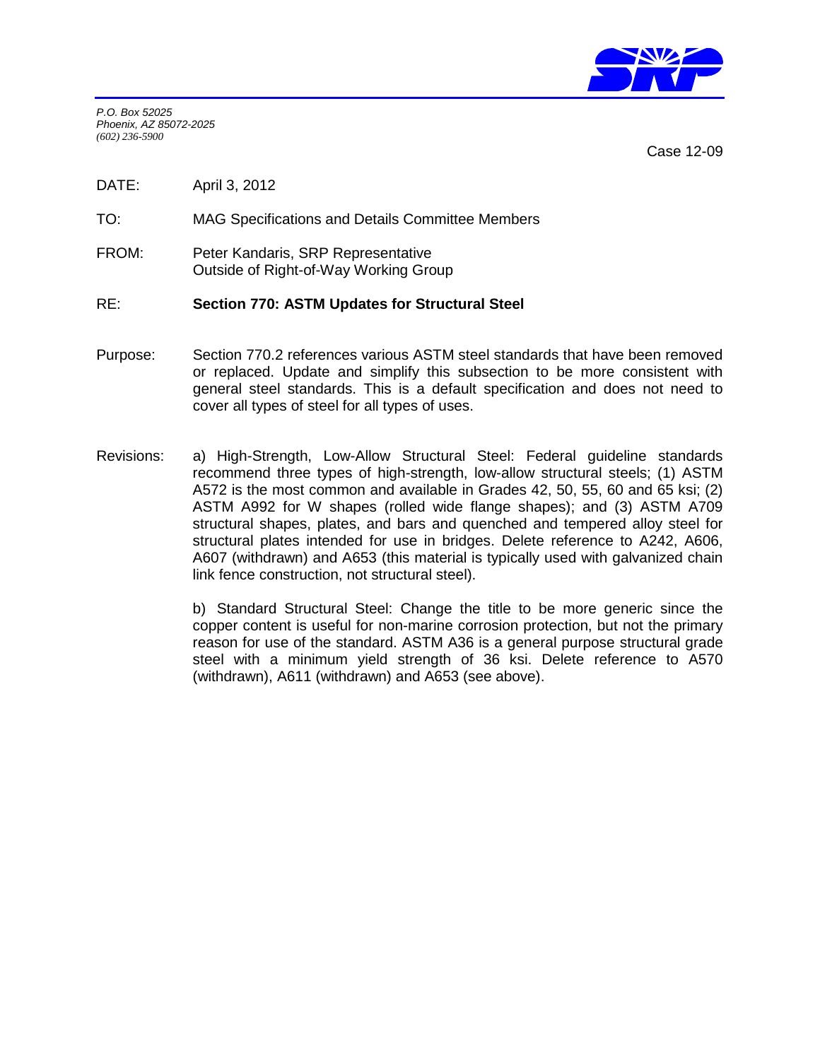P.O. Box 52025
Phoenix, AZ 85072-2025
(602) 236-5900

Case 12-09

DATE: April 3, 2012

TO: MAG Specifications and Details Committee Members

FROM: Peter Kandaris, SRP Representative
Outside of Right-of-Way Working Group

RE: **Section 770: ASTM Updates for Structural Steel**

Purpose: Section 770.2 references various ASTM steel standards that have been removed or replaced. Update and simplify this subsection to be more consistent with general steel standards. This is a default specification and does not need to cover all types of steel for all types of uses.

Revisions: a) High-Strength, Low-Allow Structural Steel: Federal guideline standards recommend three types of high-strength, low-allow structural steels; (1) ASTM A572 is the most common and available in Grades 42, 50, 55, 60 and 65 ksi; (2) ASTM A992 for W shapes (rolled wide flange shapes); and (3) ASTM A709 structural shapes, plates, and bars and quenched and tempered alloy steel for structural plates intended for use in bridges. Delete reference to A242, A606, A607 (withdrawn) and A653 (this material is typically used with galvanized chain link fence construction, not structural steel).

b) Standard Structural Steel: Change the title to be more generic since the copper content is useful for non-marine corrosion protection, but not the primary reason for use of the standard. ASTM A36 is a general purpose structural grade steel with a minimum yield strength of 36 ksi. Delete reference to A570 (withdrawn), A611 (withdrawn) and A653 (see above).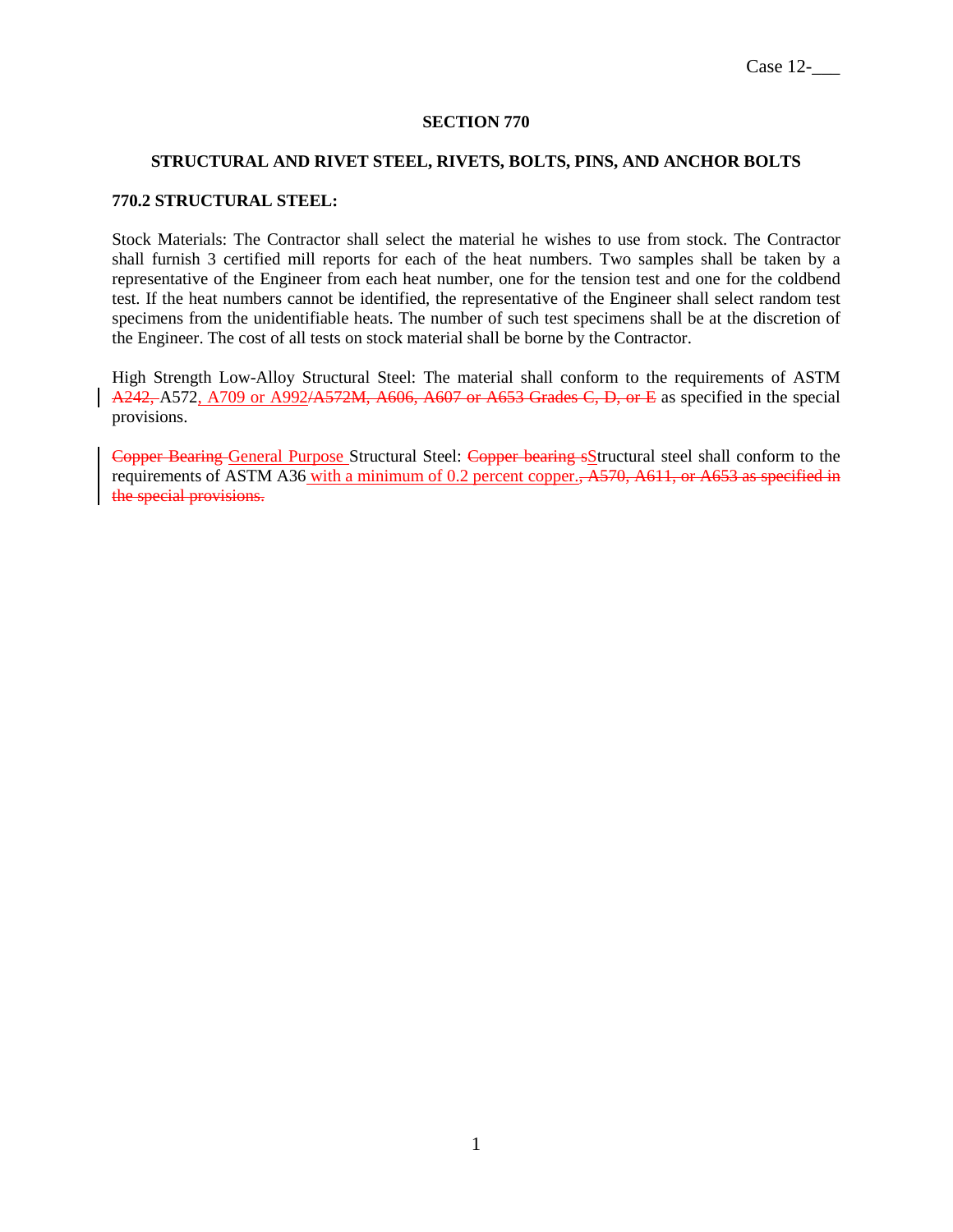**SECTION 770**

**STRUCTURAL AND RIVET STEEL, RIVETS, BOLTS, PINS, AND ANCHOR BOLTS**

**770.2 STRUCTURAL STEEL:**

Stock Materials: The Contractor shall select the material he wishes to use from stock. The Contractor shall furnish 3 certified mill reports for each of the heat numbers. Two samples shall be taken by a representative of the Engineer from each heat number, one for the tension test and one for the coldbend test. If the heat numbers cannot be identified, the representative of the Engineer shall select random test specimens from the unidentifiable heats. The number of such test specimens shall be at the discretion of the Engineer. The cost of all tests on stock material shall be borne by the Contractor.

High Strength Low-Alloy Structural Steel: The material shall conform to the requirements of ASTM ~~A242,~~ A572, A709 or A992~~/A572M, A606, A607 or A653 Grades C, D, or E~~ as specified in the special provisions.

~~Copper Bearing~~ General Purpose Structural Steel: ~~Copper bearing s~~Structural steel shall conform to the requirements of ASTM A36 with a minimum of 0.2 percent copper.~~, A570, A611, or A653 as specified in the special provisions.~~